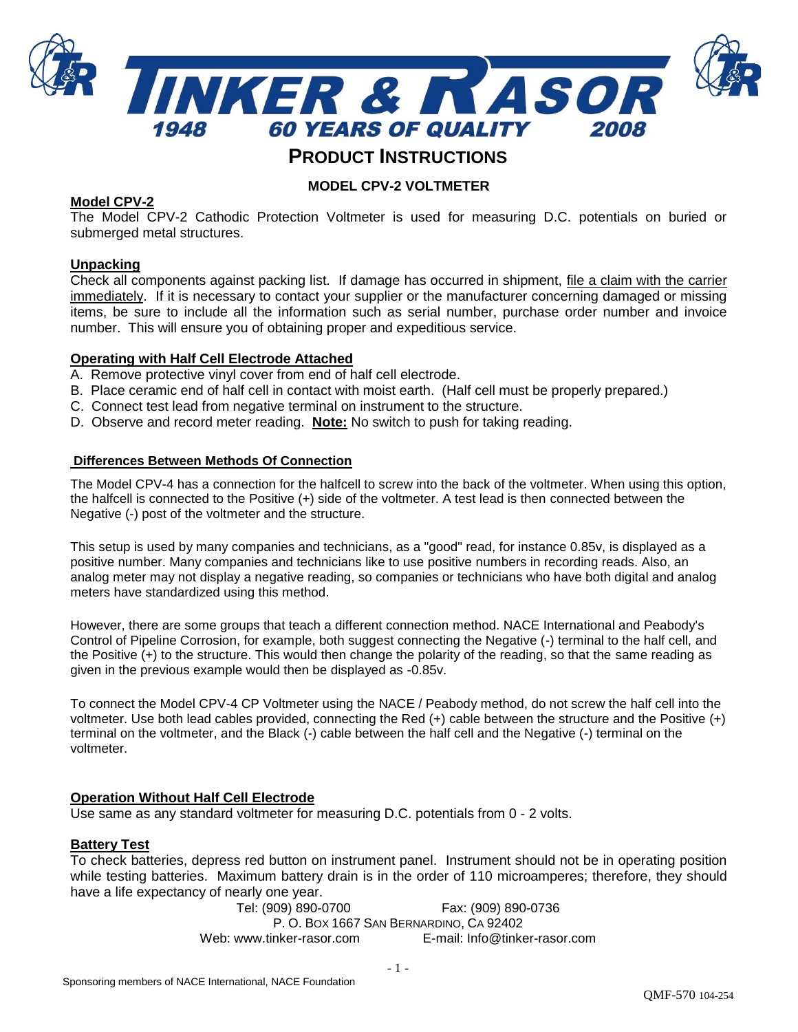# TINKER & RASOR

1948 — 60 YEARS OF QUALITY — 2008

## PRODUCT INSTRUCTIONS

### MODEL CPV-2 VOLTMETER

**Model CPV-2**

The Model CPV-2 Cathodic Protection Voltmeter is used for measuring D.C. potentials on buried or submerged metal structures.

**Unpacking**

Check all components against packing list. If damage has occurred in shipment, file a claim with the carrier immediately. If it is necessary to contact your supplier or the manufacturer concerning damaged or missing items, be sure to include all the information such as serial number, purchase order number and invoice number. This will ensure you of obtaining proper and expeditious service.

**Operating with Half Cell Electrode Attached**

A. Remove protective vinyl cover from end of half cell electrode.
B. Place ceramic end of half cell in contact with moist earth. (Half cell must be properly prepared.)
C. Connect test lead from negative terminal on instrument to the structure.
D. Observe and record meter reading. **Note:** No switch to push for taking reading.

**Differences Between Methods Of Connection**

The Model CPV-4 has a connection for the halfcell to screw into the back of the voltmeter. When using this option, the halfcell is connected to the Positive (+) side of the voltmeter. A test lead is then connected between the Negative (-) post of the voltmeter and the structure.

This setup is used by many companies and technicians, as a "good" read, for instance 0.85v, is displayed as a positive number. Many companies and technicians like to use positive numbers in recording reads. Also, an analog meter may not display a negative reading, so companies or technicians who have both digital and analog meters have standardized using this method.

However, there are some groups that teach a different connection method. NACE International and Peabody's Control of Pipeline Corrosion, for example, both suggest connecting the Negative (-) terminal to the half cell, and the Positive (+) to the structure. This would then change the polarity of the reading, so that the same reading as given in the previous example would then be displayed as -0.85v.

To connect the Model CPV-4 CP Voltmeter using the NACE / Peabody method, do not screw the half cell into the voltmeter. Use both lead cables provided, connecting the Red (+) cable between the structure and the Positive (+) terminal on the voltmeter, and the Black (-) cable between the half cell and the Negative (-) terminal on the voltmeter.

**Operation Without Half Cell Electrode**

Use same as any standard voltmeter for measuring D.C. potentials from 0 - 2 volts.

**Battery Test**

To check batteries, depress red button on instrument panel. Instrument should not be in operating position while testing batteries. Maximum battery drain is in the order of 110 microamperes; therefore, they should have a life expectancy of nearly one year.

Tel: (909) 890-0700 Fax: (909) 890-0736
P. O. Box 1667 San Bernardino, CA 92402
Web: www.tinker-rasor.com E-mail: Info@tinker-rasor.com

Sponsoring members of NACE International, NACE Foundation

QMF-570 104-254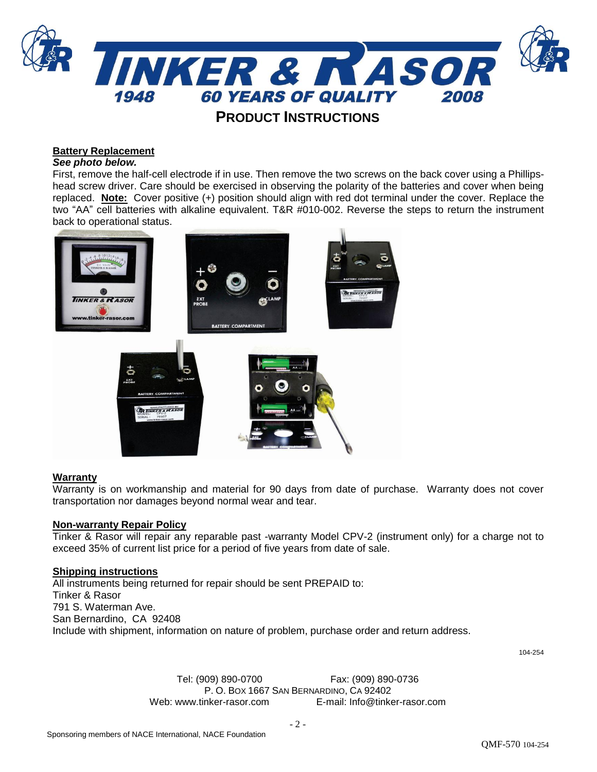# PRODUCT INSTRUCTIONS

**Battery Replacement**

***See photo below.***

First, remove the half-cell electrode if in use. Then remove the two screws on the back cover using a Phillips-head screw driver. Care should be exercised in observing the polarity of the batteries and cover when being replaced. **Note:** Cover positive (+) position should align with red dot terminal under the cover. Replace the two "AA" cell batteries with alkaline equivalent. T&R #010-002. Reverse the steps to return the instrument back to operational status.

**Warranty**

Warranty is on workmanship and material for 90 days from date of purchase. Warranty does not cover transportation nor damages beyond normal wear and tear.

**Non-warranty Repair Policy**

Tinker & Rasor will repair any reparable past -warranty Model CPV-2 (instrument only) for a charge not to exceed 35% of current list price for a period of five years from date of sale.

**Shipping instructions**

All instruments being returned for repair should be sent PREPAID to:
Tinker & Rasor
791 S. Waterman Ave.
San Bernardino, CA 92408
Include with shipment, information on nature of problem, purchase order and return address.

104-254

Tel: (909) 890-0700 Fax: (909) 890-0736
P. O. Box 1667 San Bernardino, CA 92402
Web: www.tinker-rasor.com E-mail: Info@tinker-rasor.com

Sponsoring members of NACE International, NACE Foundation

QMF-570 104-254